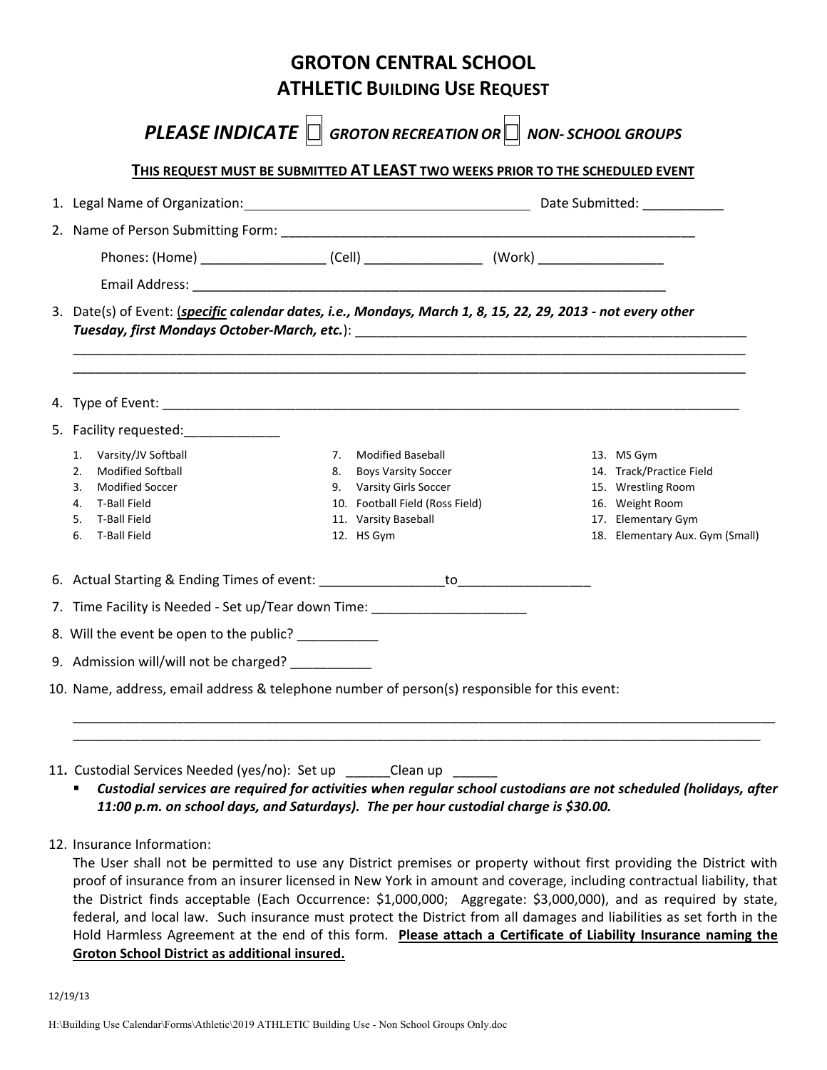# GROTON CENTRAL SCHOOL
## ATHLETIC BUILDING USE REQUEST

***PLEASE INDICATE*** ☐ ***GROTON RECREATION OR*** ☐ ***NON- SCHOOL GROUPS***

**THIS REQUEST MUST BE SUBMITTED AT LEAST TWO WEEKS PRIOR TO THE SCHEDULED EVENT**

1. Legal Name of Organization: ______________________________________ Date Submitted: ___________
2. Name of Person Submitting Form: ______________________________________________________

   Phones: (Home) ________________ (Cell) _______________ (Work) ________________

   Email Address: ______________________________________________________________
3. Date(s) of Event: (***specific** calendar dates, i.e., Mondays, March 1, 8, 15, 22, 29, 2013 - not every other Tuesday, first Mondays October-March, etc.*): ______________________________________________________

   ______________________________________________________________________________________

   ______________________________________________________________________________________
4. Type of Event: ______________________________________________________________________
5. Facility requested:_____________

   1. Varsity/JV Softball
   2. Modified Softball
   3. Modified Soccer
   4. T-Ball Field
   5. T-Ball Field
   6. T-Ball Field
   7. Modified Baseball
   8. Boys Varsity Soccer
   9. Varsity Girls Soccer
   10. Football Field (Ross Field)
   11. Varsity Baseball
   12. HS Gym
   13. MS Gym
   14. Track/Practice Field
   15. Wrestling Room
   16. Weight Room
   17. Elementary Gym
   18. Elementary Aux. Gym (Small)
6. Actual Starting & Ending Times of event: ________________to_________________
7. Time Facility is Needed - Set up/Tear down Time: ____________________
8. Will the event be open to the public? ___________
9. Admission will/will not be charged? ___________
10. Name, address, email address & telephone number of person(s) responsible for this event:

    ______________________________________________________________________________________

    ______________________________________________________________________________________
11. Custodial Services Needed (yes/no): Set up ______Clean up ______
    - ***Custodial services are required for activities when regular school custodians are not scheduled (holidays, after 11:00 p.m. on school days, and Saturdays). The per hour custodial charge is $30.00.***
12. Insurance Information:

    The User shall not be permitted to use any District premises or property without first providing the District with proof of insurance from an insurer licensed in New York in amount and coverage, including contractual liability, that the District finds acceptable (Each Occurrence: $1,000,000; Aggregate: $3,000,000), and as required by state, federal, and local law. Such insurance must protect the District from all damages and liabilities as set forth in the Hold Harmless Agreement at the end of this form. **Please attach a Certificate of Liability Insurance naming the Groton School District as additional insured.**

12/19/13

H:\Building Use Calendar\Forms\Athletic\2019 ATHLETIC Building Use - Non School Groups Only.doc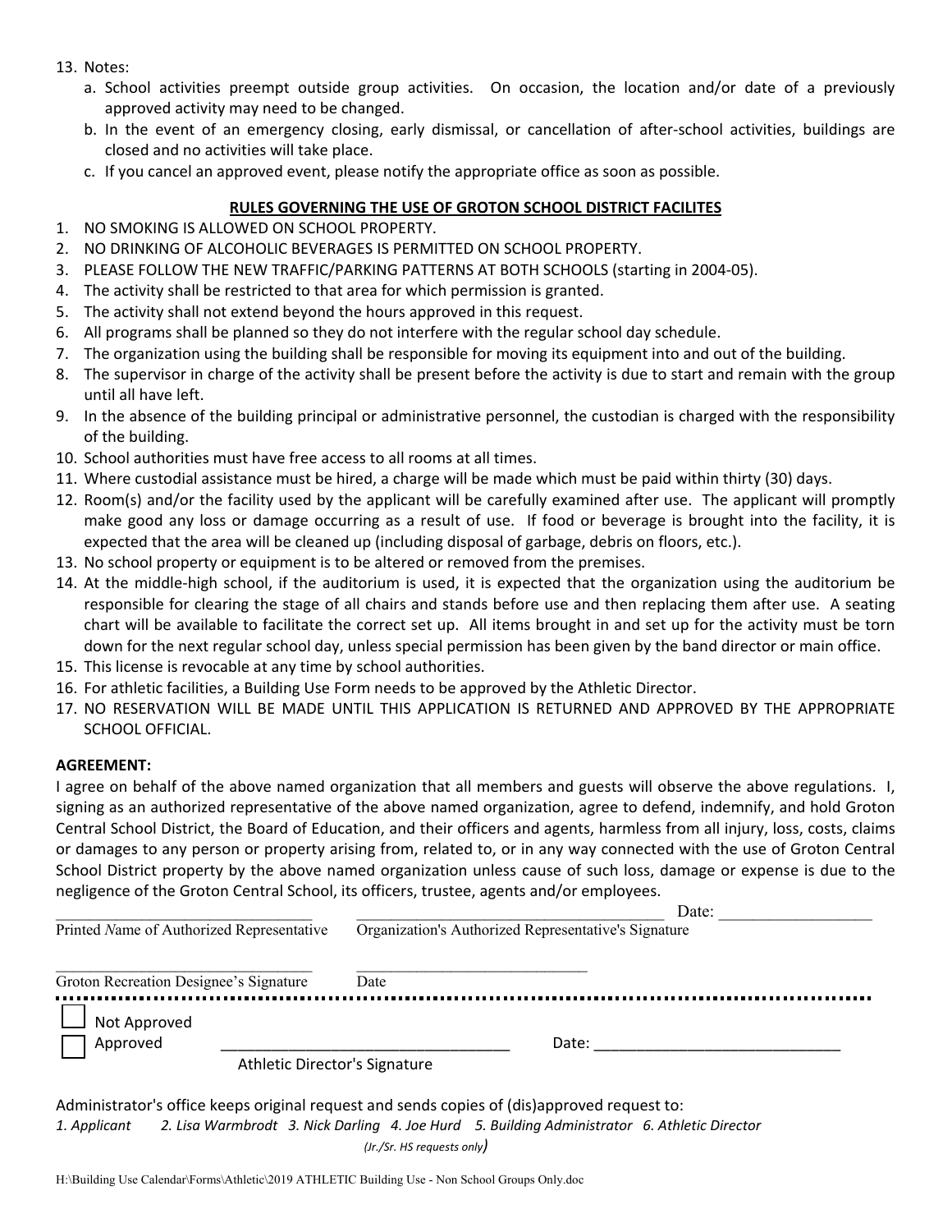13. Notes:
    a. School activities preempt outside group activities. On occasion, the location and/or date of a previously approved activity may need to be changed.
    b. In the event of an emergency closing, early dismissal, or cancellation of after-school activities, buildings are closed and no activities will take place.
    c. If you cancel an approved event, please notify the appropriate office as soon as possible.

**RULES GOVERNING THE USE OF GROTON SCHOOL DISTRICT FACILITES**

1. NO SMOKING IS ALLOWED ON SCHOOL PROPERTY.
2. NO DRINKING OF ALCOHOLIC BEVERAGES IS PERMITTED ON SCHOOL PROPERTY.
3. PLEASE FOLLOW THE NEW TRAFFIC/PARKING PATTERNS AT BOTH SCHOOLS (starting in 2004-05).
4. The activity shall be restricted to that area for which permission is granted.
5. The activity shall not extend beyond the hours approved in this request.
6. All programs shall be planned so they do not interfere with the regular school day schedule.
7. The organization using the building shall be responsible for moving its equipment into and out of the building.
8. The supervisor in charge of the activity shall be present before the activity is due to start and remain with the group until all have left.
9. In the absence of the building principal or administrative personnel, the custodian is charged with the responsibility of the building.
10. School authorities must have free access to all rooms at all times.
11. Where custodial assistance must be hired, a charge will be made which must be paid within thirty (30) days.
12. Room(s) and/or the facility used by the applicant will be carefully examined after use. The applicant will promptly make good any loss or damage occurring as a result of use. If food or beverage is brought into the facility, it is expected that the area will be cleaned up (including disposal of garbage, debris on floors, etc.).
13. No school property or equipment is to be altered or removed from the premises.
14. At the middle-high school, if the auditorium is used, it is expected that the organization using the auditorium be responsible for clearing the stage of all chairs and stands before use and then replacing them after use. A seating chart will be available to facilitate the correct set up. All items brought in and set up for the activity must be torn down for the next regular school day, unless special permission has been given by the band director or main office.
15. This license is revocable at any time by school authorities.
16. For athletic facilities, a Building Use Form needs to be approved by the Athletic Director.
17. NO RESERVATION WILL BE MADE UNTIL THIS APPLICATION IS RETURNED AND APPROVED BY THE APPROPRIATE SCHOOL OFFICIAL.

**AGREEMENT:**

I agree on behalf of the above named organization that all members and guests will observe the above regulations. I, signing as an authorized representative of the above named organization, agree to defend, indemnify, and hold Groton Central School District, the Board of Education, and their officers and agents, harmless from all injury, loss, costs, claims or damages to any person or property arising from, related to, or in any way connected with the use of Groton Central School District property by the above named organization unless cause of such loss, damage or expense is due to the negligence of the Groton Central School, its officers, trustee, agents and/or employees.

\_\_\_\_\_\_\_\_\_\_\_\_\_\_\_\_\_\_\_\_\_\_\_\_\_\_\_\_ Printed Name of Authorized Representative

\_\_\_\_\_\_\_\_\_\_\_\_\_\_\_\_\_\_\_\_\_\_\_\_\_\_\_\_ Organization's Authorized Representative's Signature

Date: \_\_\_\_\_\_\_\_\_\_\_\_\_\_\_\_

\_\_\_\_\_\_\_\_\_\_\_\_\_\_\_\_\_\_\_\_\_\_\_\_\_\_\_\_ Groton Recreation Designee's Signature

\_\_\_\_\_\_\_\_\_\_\_\_\_\_\_\_\_\_\_\_\_\_\_\_\_\_\_\_ Date

☐ Not Approved

☐ Approved

\_\_\_\_\_\_\_\_\_\_\_\_\_\_\_\_\_\_\_\_\_\_\_\_\_\_\_\_ Athletic Director's Signature

Date: \_\_\_\_\_\_\_\_\_\_\_\_\_\_\_\_\_\_\_\_\_\_\_\_

Administrator's office keeps original request and sends copies of (dis)approved request to:

*1. Applicant 2. Lisa Warmbrodt 3. Nick Darling 4. Joe Hurd 5. Building Administrator 6. Athletic Director*

*(Jr./Sr. HS requests only)*

H:\Building Use Calendar\Forms\Athletic\2019 ATHLETIC Building Use - Non School Groups Only.doc